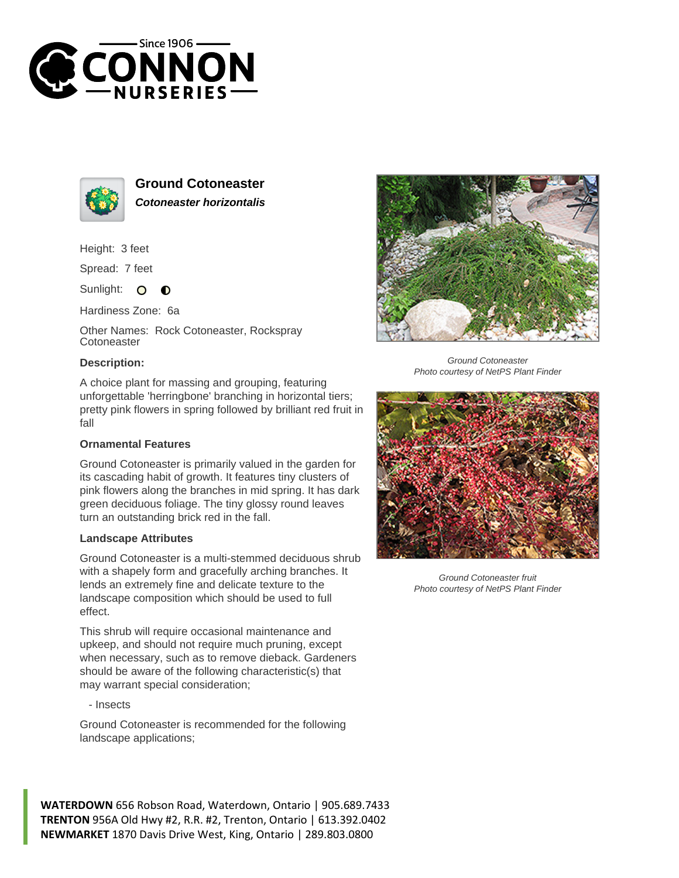# Ground Cotoneaster

***Cotoneaster horizontalis***

Height: 3 feet

Spread: 7 feet

Sunlight:

Hardiness Zone: 6a

Other Names: Rock Cotoneaster, Rockspray Cotoneaster

### Description:

A choice plant for massing and grouping, featuring unforgettable 'herringbone' branching in horizontal tiers; pretty pink flowers in spring followed by brilliant red fruit in fall

#### Ornamental Features

Ground Cotoneaster is primarily valued in the garden for its cascading habit of growth. It features tiny clusters of pink flowers along the branches in mid spring. It has dark green deciduous foliage. The tiny glossy round leaves turn an outstanding brick red in the fall.

#### Landscape Attributes

Ground Cotoneaster is a multi-stemmed deciduous shrub with a shapely form and gracefully arching branches. It lends an extremely fine and delicate texture to the landscape composition which should be used to full effect.

This shrub will require occasional maintenance and upkeep, and should not require much pruning, except when necessary, such as to remove dieback. Gardeners should be aware of the following characteristic(s) that may warrant special consideration;

- Insects

Ground Cotoneaster is recommended for the following landscape applications;

*Ground Cotoneaster*
*Photo courtesy of NetPS Plant Finder*

*Ground Cotoneaster fruit*
*Photo courtesy of NetPS Plant Finder*

**WATERDOWN** 656 Robson Road, Waterdown, Ontario | 905.689.7433
**TRENTON** 956A Old Hwy #2, R.R. #2, Trenton, Ontario | 613.392.0402
**NEWMARKET** 1870 Davis Drive West, King, Ontario | 289.803.0800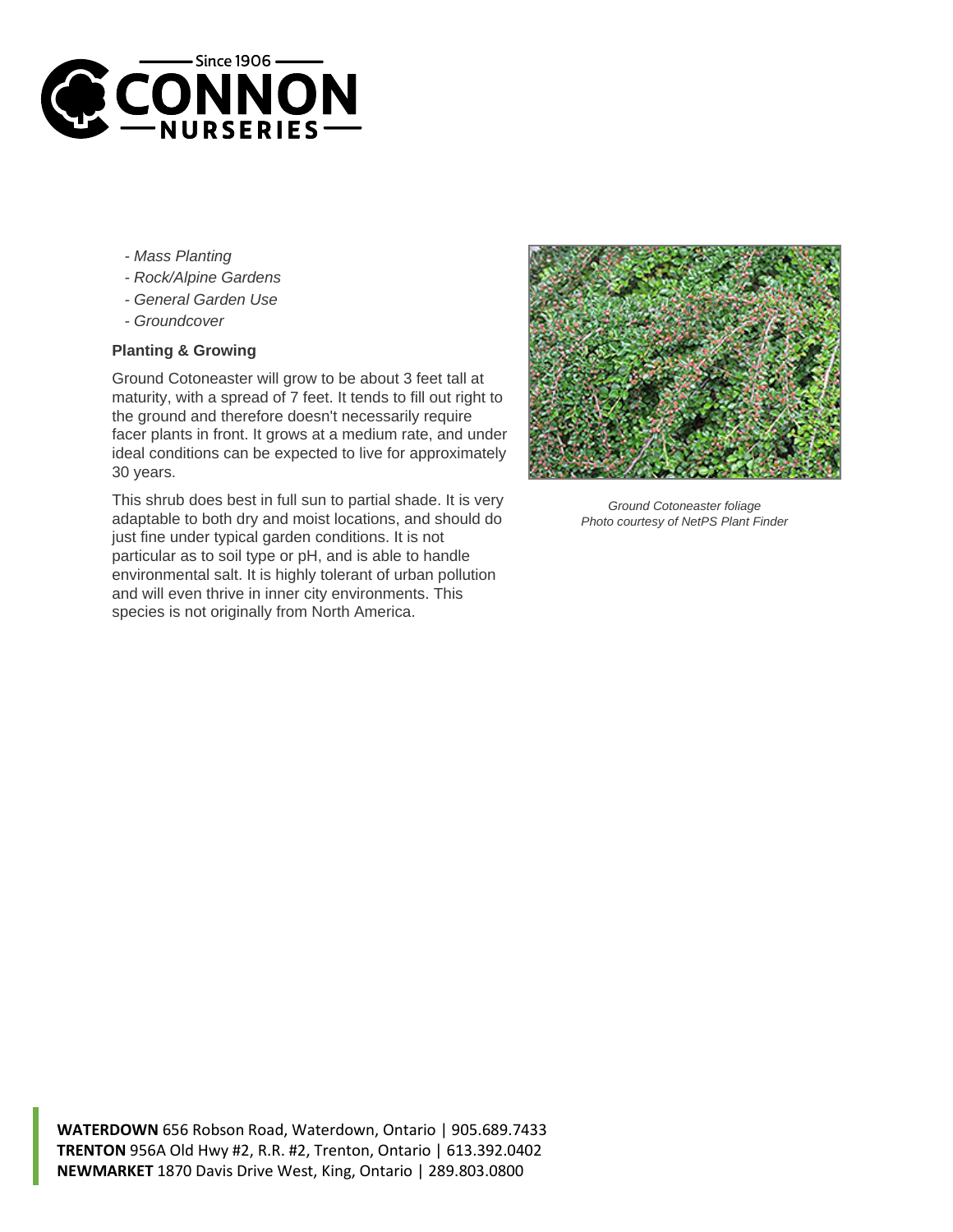- *Mass Planting*
- *Rock/Alpine Gardens*
- *General Garden Use*
- *Groundcover*

**Planting & Growing**

Ground Cotoneaster will grow to be about 3 feet tall at maturity, with a spread of 7 feet. It tends to fill out right to the ground and therefore doesn't necessarily require facer plants in front. It grows at a medium rate, and under ideal conditions can be expected to live for approximately 30 years.

This shrub does best in full sun to partial shade. It is very adaptable to both dry and moist locations, and should do just fine under typical garden conditions. It is not particular as to soil type or pH, and is able to handle environmental salt. It is highly tolerant of urban pollution and will even thrive in inner city environments. This species is not originally from North America.

*Ground Cotoneaster foliage*
*Photo courtesy of NetPS Plant Finder*

**WATERDOWN** 656 Robson Road, Waterdown, Ontario | 905.689.7433
**TRENTON** 956A Old Hwy #2, R.R. #2, Trenton, Ontario | 613.392.0402
**NEWMARKET** 1870 Davis Drive West, King, Ontario | 289.803.0800